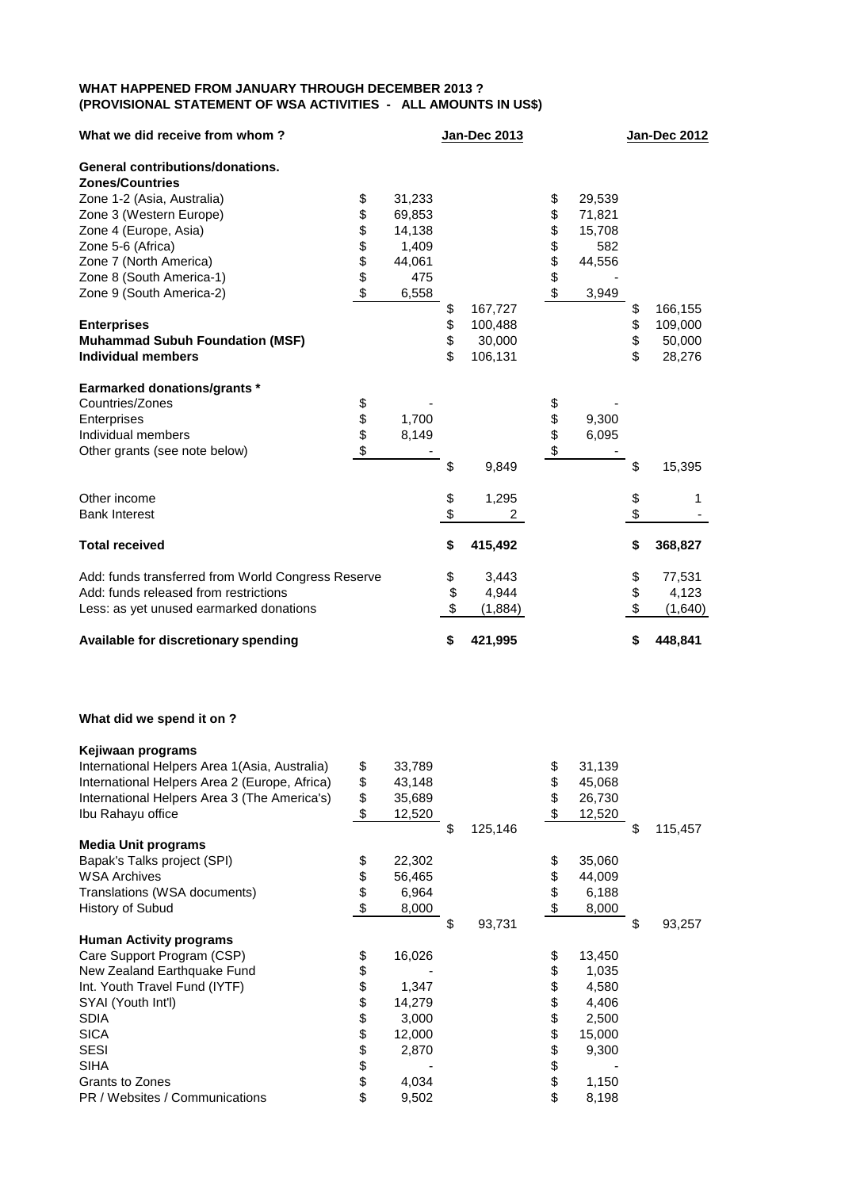**WHAT HAPPENED FROM JANUARY THROUGH DECEMBER 2013 ?**
**(PROVISIONAL STATEMENT OF WSA ACTIVITIES - ALL AMOUNTS IN US$)**

| What we did receive from whom ? | | Jan-Dec 2013 | | Jan-Dec 2012 |
|---|---|---|---|---|
| **General contributions/donations.** | | | | |
| **Zones/Countries** | | | | |
| Zone 1-2 (Asia, Australia) | $ 31,233 | | $ 29,539 | |
| Zone 3 (Western Europe) | $ 69,853 | | $ 71,821 | |
| Zone 4 (Europe, Asia) | $ 14,138 | | $ 15,708 | |
| Zone 5-6 (Africa) | $ 1,409 | | $ 582 | |
| Zone 7 (North America) | $ 44,061 | | $ 44,556 | |
| Zone 8 (South America-1) | $ 475 | | $ - | |
| Zone 9 (South America-2) | $ 6,558 | | $ 3,949 | |
| | | $ 167,727 | | $ 166,155 |
| **Enterprises** | | $ 100,488 | | $ 109,000 |
| **Muhammad Subuh Foundation (MSF)** | | $ 30,000 | | $ 50,000 |
| **Individual members** | | $ 106,131 | | $ 28,276 |
| **Earmarked donations/grants *** | | | | |
| Countries/Zones | $ - | | $ - | |
| Enterprises | $ 1,700 | | $ 9,300 | |
| Individual members | $ 8,149 | | $ 6,095 | |
| Other grants (see note below) | $ - | | $ - | |
| | | $ 9,849 | | $ 15,395 |
| Other income | | $ 1,295 | | $ 1 |
| Bank Interest | | $ 2 | | $ - |
| **Total received** | | **$ 415,492** | | **$ 368,827** |
| Add: funds transferred from World Congress Reserve | | $ 3,443 | | $ 77,531 |
| Add: funds released from restrictions | | $ 4,944 | | $ 4,123 |
| Less: as yet unused earmarked donations | | $ (1,884) | | $ (1,640) |
| **Available for discretionary spending** | | **$ 421,995** | | **$ 448,841** |

**What did we spend it on ?**

| | | | | |
|---|---|---|---|---|
| **Kejiwaan programs** | | | | |
| International Helpers Area 1(Asia, Australia) | $ 33,789 | | $ 31,139 | |
| International Helpers Area 2 (Europe, Africa) | $ 43,148 | | $ 45,068 | |
| International Helpers Area 3 (The America's) | $ 35,689 | | $ 26,730 | |
| Ibu Rahayu office | $ 12,520 | | $ 12,520 | |
| | | $ 125,146 | | $ 115,457 |
| **Media Unit programs** | | | | |
| Bapak's Talks project (SPI) | $ 22,302 | | $ 35,060 | |
| WSA Archives | $ 56,465 | | $ 44,009 | |
| Translations (WSA documents) | $ 6,964 | | $ 6,188 | |
| History of Subud | $ 8,000 | | $ 8,000 | |
| | | $ 93,731 | | $ 93,257 |
| **Human Activity programs** | | | | |
| Care Support Program (CSP) | $ 16,026 | | $ 13,450 | |
| New Zealand Earthquake Fund | $ - | | $ 1,035 | |
| Int. Youth Travel Fund (IYTF) | $ 1,347 | | $ 4,580 | |
| SYAI (Youth Int'l) | $ 14,279 | | $ 4,406 | |
| SDIA | $ 3,000 | | $ 2,500 | |
| SICA | $ 12,000 | | $ 15,000 | |
| SESI | $ 2,870 | | $ 9,300 | |
| SIHA | $ - | | $ - | |
| Grants to Zones | $ 4,034 | | $ 1,150 | |
| PR / Websites / Communications | $ 9,502 | | $ 8,198 | |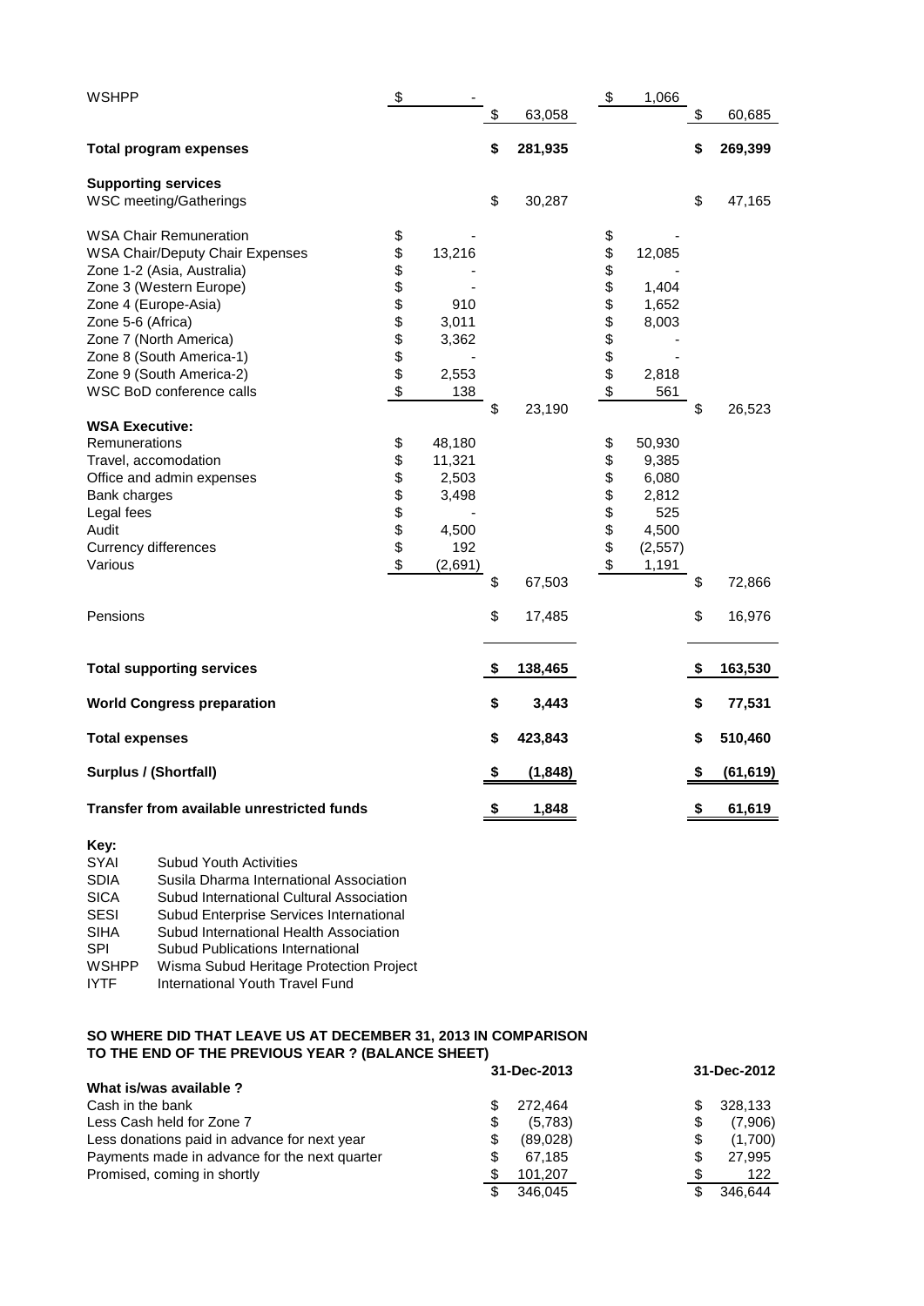| | | | | |
|---|---|---|---|---|
| WSHPP | $ - | $ 63,058 | $ 1,066 | $ 60,685 |
| **Total program expenses** | | **$ 281,935** | | **$ 269,399** |
| **Supporting services** | | | | |
| WSC meeting/Gatherings | | $ 30,287 | | $ 47,165 |
| WSA Chair Remuneration | $ - | | $ - | |
| WSA Chair/Deputy Chair Expenses | $ 13,216 | | $ 12,085 | |
| Zone 1-2 (Asia, Australia) | $ - | | $ - | |
| Zone 3 (Western Europe) | $ - | | $ 1,404 | |
| Zone 4 (Europe-Asia) | $ 910 | | $ 1,652 | |
| Zone 5-6 (Africa) | $ 3,011 | | $ 8,003 | |
| Zone 7 (North America) | $ 3,362 | | $ - | |
| Zone 8 (South America-1) | $ - | | $ - | |
| Zone 9 (South America-2) | $ 2,553 | | $ 2,818 | |
| WSC BoD conference calls | $ 138 | | $ 561 | |
| | | $ 23,190 | | $ 26,523 |
| **WSA Executive:** | | | | |
| Remunerations | $ 48,180 | | $ 50,930 | |
| Travel, accomodation | $ 11,321 | | $ 9,385 | |
| Office and admin expenses | $ 2,503 | | $ 6,080 | |
| Bank charges | $ 3,498 | | $ 2,812 | |
| Legal fees | $ - | | $ 525 | |
| Audit | $ 4,500 | | $ 4,500 | |
| Currency differences | $ 192 | | $ (2,557) | |
| Various | $ (2,691) | | $ 1,191 | |
| | | $ 67,503 | | $ 72,866 |
| Pensions | | $ 17,485 | | $ 16,976 |
| **Total supporting services** | | **$ 138,465** | | **$ 163,530** |
| **World Congress preparation** | | **$ 3,443** | | **$ 77,531** |
| **Total expenses** | | **$ 423,843** | | **$ 510,460** |
| **Surplus / (Shortfall)** | | **$ (1,848)** | | **$ (61,619)** |
| **Transfer from available unrestricted funds** | | **$ 1,848** | | **$ 61,619** |

**Key:**

| | |
|---|---|
| SYAI | Subud Youth Activities |
| SDIA | Susila Dharma International Association |
| SICA | Subud International Cultural Association |
| SESI | Subud Enterprise Services International |
| SIHA | Subud International Health Association |
| SPI | Subud Publications International |
| WSHPP | Wisma Subud Heritage Protection Project |
| IYTF | International Youth Travel Fund |

**SO WHERE DID THAT LEAVE US AT DECEMBER 31, 2013 IN COMPARISON TO THE END OF THE PREVIOUS YEAR ? (BALANCE SHEET)**

| | 31-Dec-2013 | 31-Dec-2012 |
|---|---|---|
| **What is/was available ?** | | |
| Cash in the bank | $ 272,464 | $ 328,133 |
| Less Cash held for Zone 7 | $ (5,783) | $ (7,906) |
| Less donations paid in advance for next year | $ (89,028) | $ (1,700) |
| Payments made in advance for the next quarter | $ 67,185 | $ 27,995 |
| Promised, coming in shortly | $ 101,207 | $ 122 |
| | $ 346,045 | $ 346,644 |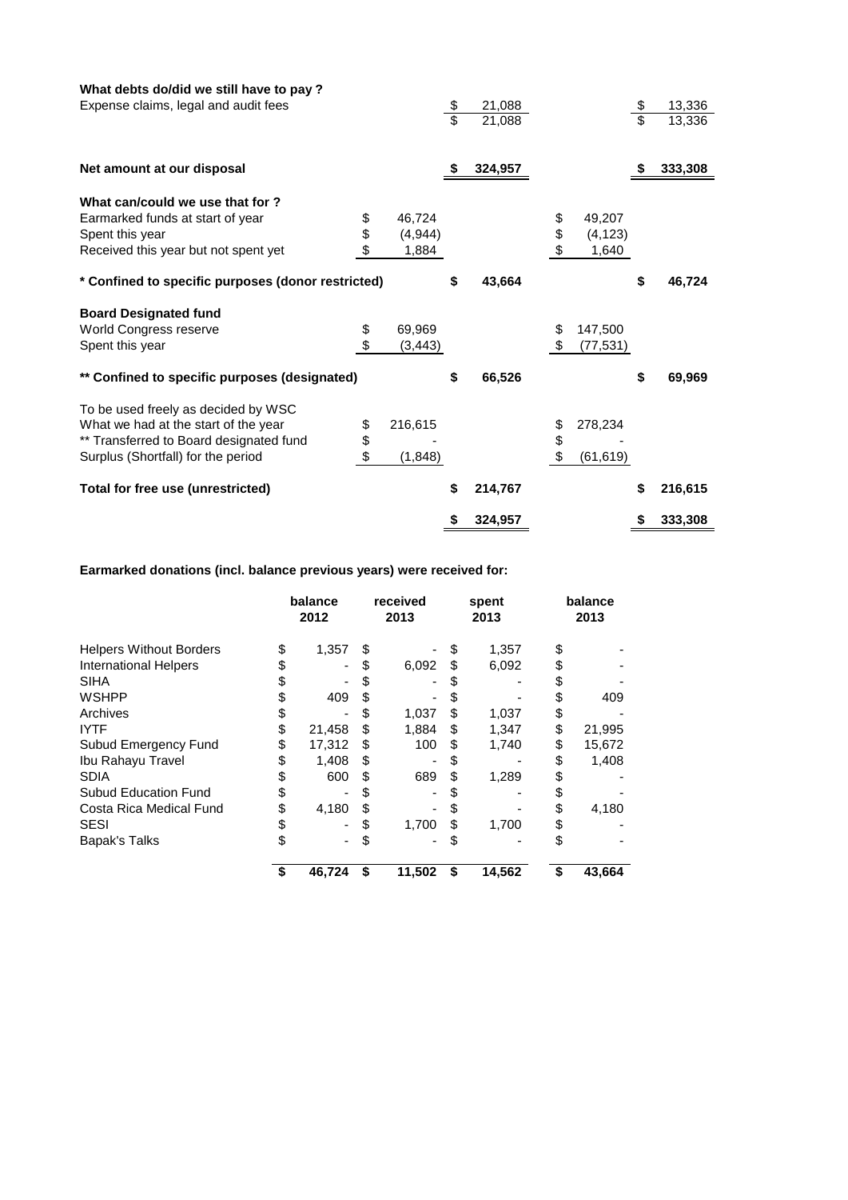| | | | | |
|---|---|---|---|---|
| **What debts do/did we still have to pay ?** | | | | |
| Expense claims, legal and audit fees | | $ 21,088 | | $ 13,336 |
| | | $ 21,088 | | $ 13,336 |
| **Net amount at our disposal** | | **$ 324,957** | | **$ 333,308** |
| **What can/could we use that for ?** | | | | |
| Earmarked funds at start of year | $ 46,724 | | $ 49,207 | |
| Spent this year | $ (4,944) | | $ (4,123) | |
| Received this year but not spent yet | $ 1,884 | | $ 1,640 | |
| **\* Confined to specific purposes (donor restricted)** | | **$ 43,664** | | **$ 46,724** |
| **Board Designated fund** | | | | |
| World Congress reserve | $ 69,969 | | $ 147,500 | |
| Spent this year | $ (3,443) | | $ (77,531) | |
| **\*\* Confined to specific purposes (designated)** | | **$ 66,526** | | **$ 69,969** |
| To be used freely as decided by WSC | | | | |
| What we had at the start of the year | $ 216,615 | | $ 278,234 | |
| ** Transferred to Board designated fund | $ - | | $ - | |
| Surplus (Shortfall) for the period | $ (1,848) | | $ (61,619) | |
| **Total for free use (unrestricted)** | | **$ 214,767** | | **$ 216,615** |
| | | **$ 324,957** | | **$ 333,308** |

**Earmarked donations (incl. balance previous years) were received for:**

| | balance 2012 | received 2013 | spent 2013 | balance 2013 |
|---|---|---|---|---|
| Helpers Without Borders | $ 1,357 | $ - | $ 1,357 | $ - |
| International Helpers | $ - | $ 6,092 | $ 6,092 | $ - |
| SIHA | $ - | $ - | $ - | $ - |
| WSHPP | $ 409 | $ - | $ - | $ 409 |
| Archives | $ - | $ 1,037 | $ 1,037 | $ - |
| IYTF | $ 21,458 | $ 1,884 | $ 1,347 | $ 21,995 |
| Subud Emergency Fund | $ 17,312 | $ 100 | $ 1,740 | $ 15,672 |
| Ibu Rahayu Travel | $ 1,408 | $ - | $ - | $ 1,408 |
| SDIA | $ 600 | $ 689 | $ 1,289 | $ - |
| Subud Education Fund | $ - | $ - | $ - | $ - |
| Costa Rica Medical Fund | $ 4,180 | $ - | $ - | $ 4,180 |
| SESI | $ - | $ 1,700 | $ 1,700 | $ - |
| Bapak's Talks | $ - | $ - | $ - | $ - |
| | **$ 46,724** | **$ 11,502** | **$ 14,562** | **$ 43,664** |